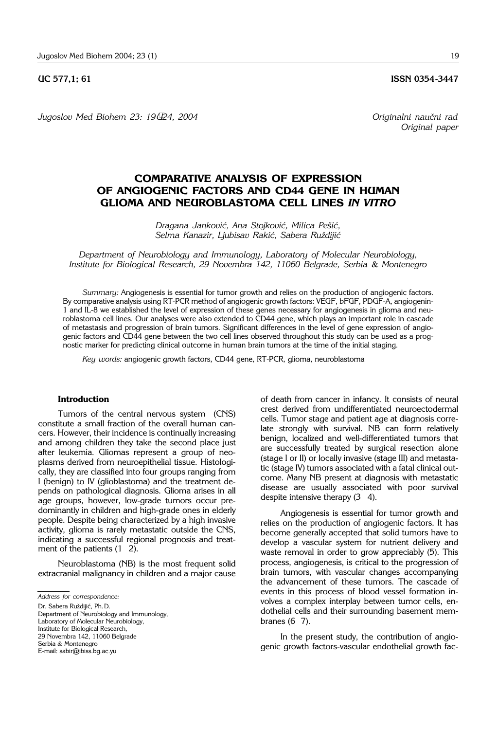UC 577,1; 61 ISSN 0354-3447

*Jugoslov Med Biohem 23: 19–24, 2004* *Originalni naučni rad*
*Original paper*

# COMPARATIVE ANALYSIS OF EXPRESSION OF ANGIOGENIC FACTORS AND CD44 GENE IN HUMAN GLIOMA AND NEUROBLASTOMA CELL LINES *IN VITRO*

*Dragana Janković, Ana Stojković, Milica Pešić, Selma Kanazir, Ljubisav Rakić, Sabera Ruždijić*

*Department of Neurobiology and Immunology, Laboratory of Molecular Neurobiology, Institute for Biological Research, 29 Novembra 142, 11060 Belgrade, Serbia & Montenegro*

*Summary:* Angiogenesis is essential for tumor growth and relies on the production of angiogenic factors. By comparative analysis using RT-PCR method of angiogenic growth factors: VEGF, bFGF, PDGF-A, angiogenin-1 and IL-8 we established the level of expression of these genes necessary for angiogenesis in glioma and neuroblastoma cell lines. Our analyses were also extended to CD44 gene, which plays an important role in cascade of metastasis and progression of brain tumors. Significant differences in the level of gene expression of angiogenic factors and CD44 gene between the two cell lines observed throughout this study can be used as a prognostic marker for predicting clinical outcome in human brain tumors at the time of the initial staging.

*Key words:* angiogenic growth factors, CD44 gene, RT-PCR, glioma, neuroblastoma

## Introduction

Tumors of the central nervous system (CNS) constitute a small fraction of the overall human cancers. However, their incidence is continually increasing and among children they take the second place just after leukemia. Gliomas represent a group of neoplasms derived from neuroepithelial tissue. Histologically, they are classified into four groups ranging from I (benign) to IV (glioblastoma) and the treatment depends on pathological diagnosis. Glioma arises in all age groups, however, low-grade tumors occur predominantly in children and high-grade ones in elderly people. Despite being characterized by a high invasive activity, glioma is rarely metastatic outside the CNS, indicating a successful regional prognosis and treatment of the patients (1–2).

Neuroblastoma (NB) is the most frequent solid extracranial malignancy in children and a major cause of death from cancer in infancy. It consists of neural crest derived from undifferentiated neuroectodermal cells. Tumor stage and patient age at diagnosis correlate strongly with survival. NB can form relatively benign, localized and well-differentiated tumors that are successfully treated by surgical resection alone (stage I or II) or locally invasive (stage III) and metastatic (stage IV) tumors associated with a fatal clinical outcome. Many NB present at diagnosis with metastatic disease are usually associated with poor survival despite intensive therapy (3–4).

Angiogenesis is essential for tumor growth and relies on the production of angiogenic factors. It has become generally accepted that solid tumors have to develop a vascular system for nutrient delivery and waste removal in order to grow appreciably (5). This process, angiogenesis, is critical to the progression of brain tumors, with vascular changes accompanying the advancement of these tumors. The cascade of events in this process of blood vessel formation involves a complex interplay between tumor cells, endothelial cells and their surrounding basement membranes (6–7).

In the present study, the contribution of angiogenic growth factors-vascular endothelial growth fac-

*Address for correspondence:*

Dr. Sabera Ruždijić, Ph.D.
Department of Neurobiology and Immunology,
Laboratory of Molecular Neurobiology,
Institute for Biological Research,
29 Novembra 142, 11060 Belgrade
Serbia & Montenegro
E-mail: sabir@ibiss.bg.ac.yu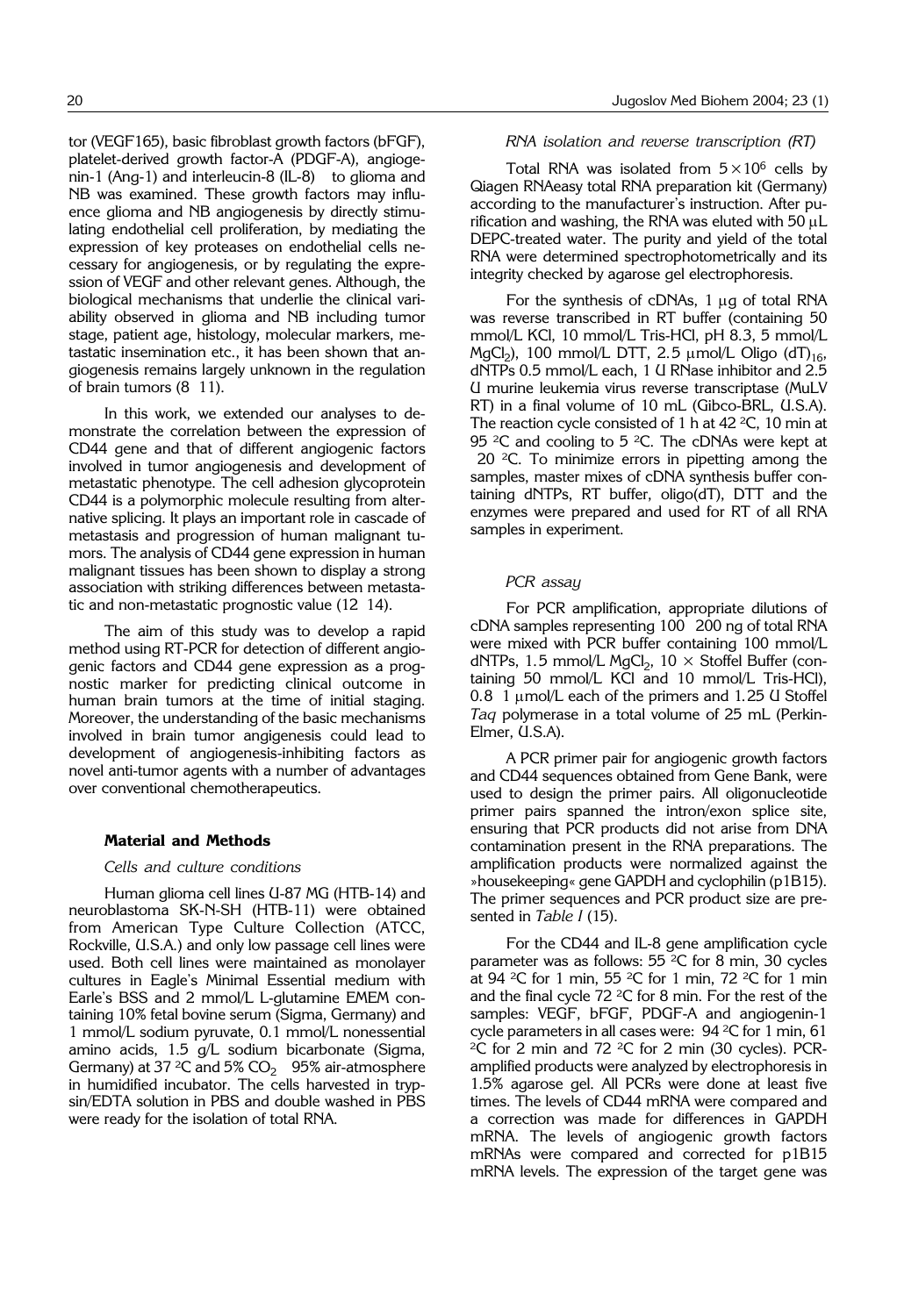tor (VEGF165), basic fibroblast growth factors (bFGF), platelet-derived growth factor-A (PDGF-A), angiogenin-1 (Ang-1) and interleucin-8 (IL-8) to glioma and NB was examined. These growth factors may influence glioma and NB angiogenesis by directly stimulating endothelial cell proliferation, by mediating the expression of key proteases on endothelial cells necessary for angiogenesis, or by regulating the expression of VEGF and other relevant genes. Although, the biological mechanisms that underlie the clinical variability observed in glioma and NB including tumor stage, patient age, histology, molecular markers, metastatic insemination etc., it has been shown that angiogenesis remains largely unknown in the regulation of brain tumors (8 11).

In this work, we extended our analyses to demonstrate the correlation between the expression of CD44 gene and that of different angiogenic factors involved in tumor angiogenesis and development of metastatic phenotype. The cell adhesion glycoprotein CD44 is a polymorphic molecule resulting from alternative splicing. It plays an important role in cascade of metastasis and progression of human malignant tumors. The analysis of CD44 gene expression in human malignant tissues has been shown to display a strong association with striking differences between metastatic and non-metastatic prognostic value (12 14).

The aim of this study was to develop a rapid method using RT-PCR for detection of different angiogenic factors and CD44 gene expression as a prognostic marker for predicting clinical outcome in human brain tumors at the time of initial staging. Moreover, the understanding of the basic mechanisms involved in brain tumor angiegenesis could lead to development of angiogenesis-inhibiting factors as novel anti-tumor agents with a number of advantages over conventional chemotherapeutics.

## Material and Methods

### *Cells and culture conditions*

Human glioma cell lines U-87 MG (HTB-14) and neuroblastoma SK-N-SH (HTB-11) were obtained from American Type Culture Collection (ATCC, Rockville, U.S.A.) and only low passage cell lines were used. Both cell lines were maintained as monolayer cultures in Eagle's Minimal Essential medium with Earle's BSS and 2 mmol/L L-glutamine EMEM containing 10% fetal bovine serum (Sigma, Germany) and 1 mmol/L sodium pyruvate, 0.1 mmol/L nonessential amino acids, 1.5 g/L sodium bicarbonate (Sigma, Germany) at 37 °C and 5% $CO_2$ 95% air-atmosphere in humidified incubator. The cells harvested in trypsin/EDTA solution in PBS and double washed in PBS were ready for the isolation of total RNA.

### *RNA isolation and reverse transcription (RT)*

Total RNA was isolated from $5 \times 10^6$ cells by Qiagen RNAeasy total RNA preparation kit (Germany) according to the manufacturer's instruction. After purification and washing, the RNA was eluted with 50 μL DEPC-treated water. The purity and yield of the total RNA were determined spectrophotometrically and its integrity checked by agarose gel electrophoresis.

For the synthesis of cDNAs, 1 μg of total RNA was reverse transcribed in RT buffer (containing 50 mmol/L KCl, 10 mmol/L Tris-HCl, pH 8.3, 5 mmol/L $MgCl_2$), 100 mmol/L DTT, 2.5 μmol/L Oligo $(dT)_{16}$, dNTPs 0.5 mmol/L each, 1 U RNase inhibitor and 2.5 U murine leukemia virus reverse transcriptase (MuLV RT) in a final volume of 10 mL (Gibco-BRL, U.S.A). The reaction cycle consisted of 1 h at 42 °C, 10 min at 95 °C and cooling to 5 °C. The cDNAs were kept at 20 °C. To minimize errors in pipetting among the samples, master mixes of cDNA synthesis buffer containing dNTPs, RT buffer, oligo(dT), DTT and the enzymes were prepared and used for RT of all RNA samples in experiment.

### *PCR assay*

For PCR amplification, appropriate dilutions of cDNA samples representing 100 200 ng of total RNA were mixed with PCR buffer containing 100 mmol/L dNTPs, 1.5 mmol/L $MgCl_2$, 10 × Stoffel Buffer (containing 50 mmol/L KCl and 10 mmol/L Tris-HCl), 0.8 1 μmol/L each of the primers and 1.25 U Stoffel *Taq* polymerase in a total volume of 25 mL (Perkin-Elmer, U.S.A).

A PCR primer pair for angiogenic growth factors and CD44 sequences obtained from Gene Bank, were used to design the primer pairs. All oligonucleotide primer pairs spanned the intron/exon splice site, ensuring that PCR products did not arise from DNA contamination present in the RNA preparations. The amplification products were normalized against the »housekeeping« gene GAPDH and cyclophilin (p1B15). The primer sequences and PCR product size are presented in *Table I* (15).

For the CD44 and IL-8 gene amplification cycle parameter was as follows: 55 °C for 8 min, 30 cycles at 94 °C for 1 min, 55 °C for 1 min, 72 °C for 1 min and the final cycle 72 °C for 8 min. For the rest of the samples: VEGF, bFGF, PDGF-A and angiogenin-1 cycle parameters in all cases were: 94 °C for 1 min, 61 °C for 2 min and 72 °C for 2 min (30 cycles). PCR-amplified products were analyzed by electrophoresis in 1.5% agarose gel. All PCRs were done at least five times. The levels of CD44 mRNA were compared and a correction was made for differences in GAPDH mRNA. The levels of angiogenic growth factors mRNAs were compared and corrected for p1B15 mRNA levels. The expression of the target gene was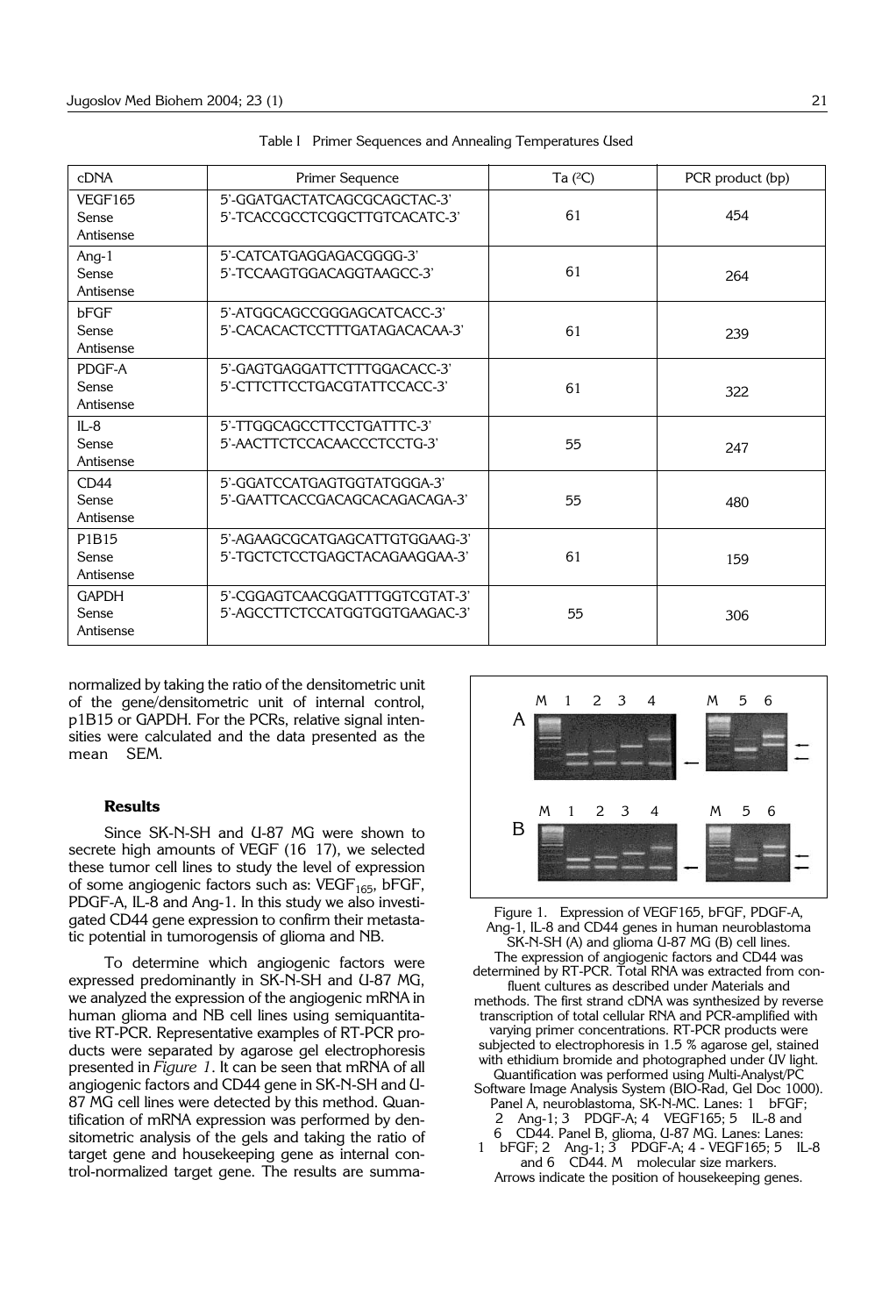Table I Primer Sequences and Annealing Temperatures Used

| cDNA | Primer Sequence | Ta (ºC) | PCR product (bp) |
|---|---|---|---|
| VEGF165 Sense Antisense | 5'-GGATGACTATCAGCGCAGCTAC-3' 5'-TCACCGCCTCGGCTTGTCACATC-3' | 61 | 454 |
| Ang-1 Sense Antisense | 5'-CATCATGAGGAGACGGGG-3' 5'-TCCAAGTGGACAGGTAAGCC-3' | 61 | 264 |
| bFGF Sense Antisense | 5'-ATGGCAGCCGGGAGCATCACC-3' 5'-CACACACTCCTTTGATAGACACAA-3' | 61 | 239 |
| PDGF-A Sense Antisense | 5'-GAGTGAGGATTCTTTGGACACC-3' 5'-CTTCTTCCTGACGTATTCCACC-3' | 61 | 322 |
| IL-8 Sense Antisense | 5'-TTGGCAGCCTTCCTGATTTC-3' 5'-AACTTCTCCACAACCCTCCTG-3' | 55 | 247 |
| CD44 Sense Antisense | 5'-GGATCCATGAGTGGTATGGGA-3' 5'-GAATTCACCGACAGCACAGACAGA-3' | 55 | 480 |
| P1B15 Sense Antisense | 5'-AGAAGCGCATGAGCATTGTGGAAG-3' 5'-TGCTCTCCTGAGCTACAGAAGGAA-3' | 61 | 159 |
| GAPDH Sense Antisense | 5'-CGGAGTCAACGGATTTGGTCGTAT-3' 5'-AGCCTTCTCCATGGTGGTGAAGAC-3' | 55 | 306 |

normalized by taking the ratio of the densitometric unit of the gene/densitometric unit of internal control, p1B15 or GAPDH. For the PCRs, relative signal intensities were calculated and the data presented as the mean SEM.

### Results

Since SK-N-SH and U-87 MG were shown to secrete high amounts of VEGF (16 17), we selected these tumor cell lines to study the level of expression of some angiogenic factors such as: $VEGF_{165}$, bFGF, PDGF-A, IL-8 and Ang-1. In this study we also investigated CD44 gene expression to confirm their metastatic potential in tumorogensis of glioma and NB.

To determine which angiogenic factors were expressed predominantly in SK-N-SH and U-87 MG, we analyzed the expression of the angiogenic mRNA in human glioma and NB cell lines using semiquantitative RT-PCR. Representative examples of RT-PCR products were separated by agarose gel electrophoresis presented in *Figure 1*. It can be seen that mRNA of all angiogenic factors and CD44 gene in SK-N-SH and U-87 MG cell lines were detected by this method. Quantification of mRNA expression was performed by densitometric analysis of the gels and taking the ratio of target gene and housekeeping gene as internal control-normalized target gene. The results are summa-

Figure 1. Expression of VEGF165, bFGF, PDGF-A, Ang-1, IL-8 and CD44 genes in human neuroblastoma SK-N-SH (A) and glioma U-87 MG (B) cell lines. The expression of angiogenic factors and CD44 was determined by RT-PCR. Total RNA was extracted from confluent cultures as described under Materials and methods. The first strand cDNA was synthesized by reverse transcription of total cellular RNA and PCR-amplified with varying primer concentrations. RT-PCR products were subjected to electrophoresis in 1.5 % agarose gel, stained with ethidium bromide and photographed under UV light. Quantification was performed using Multi-Analyst/PC Software Image Analysis System (BIO-Rad, Gel Doc 1000). Panel A, neuroblastoma, SK-N-MC. Lanes: 1 bFGF; 2 Ang-1; 3 PDGF-A; 4 VEGF165; 5 IL-8 and 6 CD44. Panel B, glioma, U-87 MG. Lanes: Lanes: 1 bFGF; 2 Ang-1; 3 PDGF-A; 4 - VEGF165; 5 IL-8 and 6 CD44. M molecular size markers. Arrows indicate the position of housekeeping genes.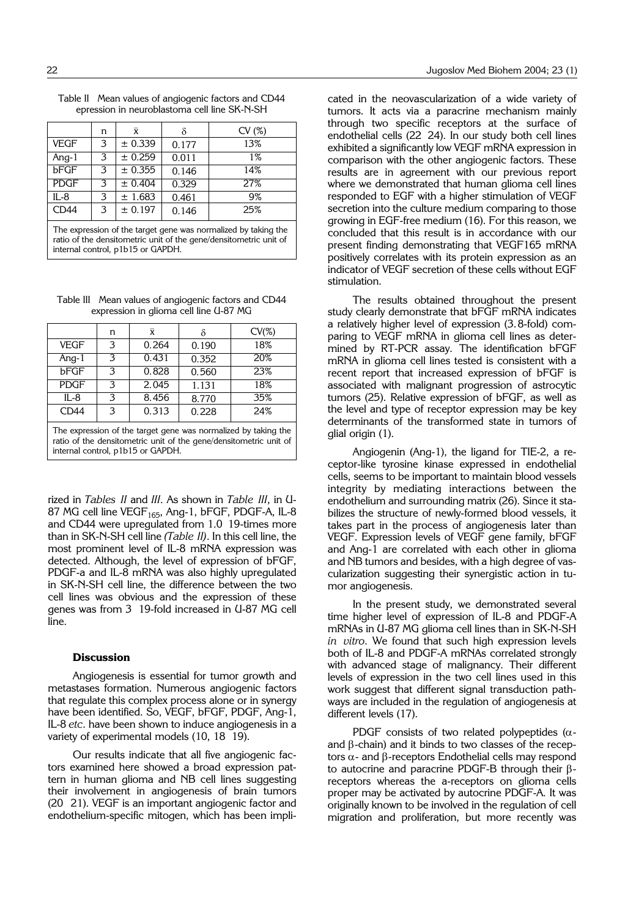Table II Mean values of angiogenic factors and CD44 epression in neuroblastoma cell line SK-N-SH

| | n | x̄ | δ | CV (%) |
|---|---|---|---|---|
| VEGF | 3 | ± 0.339 | 0.177 | 13% |
| Ang-1 | 3 | ± 0.259 | 0.011 | 1% |
| bFGF | 3 | ± 0.355 | 0.146 | 14% |
| PDGF | 3 | ± 0.404 | 0.329 | 27% |
| IL-8 | 3 | ± 1.683 | 0.461 | 9% |
| CD44 | 3 | ± 0.197 | 0.146 | 25% |

The expression of the target gene was normalized by taking the ratio of the densitometric unit of the gene/densitometric unit of internal control, p1b15 or GAPDH.

Table III Mean values of angiogenic factors and CD44 expression in glioma cell line U-87 MG

| | n | x̄ | δ | CV(%) |
|---|---|---|---|---|
| VEGF | 3 | 0.264 | 0.190 | 18% |
| Ang-1 | 3 | 0.431 | 0.352 | 20% |
| bFGF | 3 | 0.828 | 0.560 | 23% |
| PDGF | 3 | 2.045 | 1.131 | 18% |
| IL-8 | 3 | 8.456 | 8.770 | 35% |
| CD44 | 3 | 0.313 | 0.228 | 24% |

The expression of the target gene was normalized by taking the ratio of the densitometric unit of the gene/densitometric unit of internal control, p1b15 or GAPDH.

rized in *Tables II* and *III*. As shown in *Table III*, in U-87 MG cell line $VEGF_{165}$, Ang-1, bFGF, PDGF-A, IL-8 and CD44 were upregulated from 1.0 19-times more than in SK-N-SH cell line *(Table II)*. In this cell line, the most prominent level of IL-8 mRNA expression was detected. Although, the level of expression of bFGF, PDGF-a and IL-8 mRNA was also highly upregulated in SK-N-SH cell line, the difference between the two cell lines was obvious and the expression of these genes was from 3 19-fold increased in U-87 MG cell line.

### Discussion

Angiogenesis is essential for tumor growth and metastases formation. Numerous angiogenic factors that regulate this complex process alone or in synergy have been identified. So, VEGF, bFGF, PDGF, Ang-1, IL-8 *etc.* have been shown to induce angiogenesis in a variety of experimental models (10, 18 19).

Our results indicate that all five angiogenic factors examined here showed a broad expression pattern in human glioma and NB cell lines suggesting their involvement in angiogenesis of brain tumors (20 21). VEGF is an important angiogenic factor and endothelium-specific mitogen, which has been implicated in the neovascularization of a wide variety of tumors. It acts via a paracrine mechanism mainly through two specific receptors at the surface of endothelial cells (22 24). In our study both cell lines exhibited a significantly low VEGF mRNA expression in comparison with the other angiogenic factors. These results are in agreement with our previous report where we demonstrated that human glioma cell lines responded to EGF with a higher stimulation of VEGF secretion into the culture medium comparing to those growing in EGF-free medium (16). For this reason, we concluded that this result is in accordance with our present finding demonstrating that VEGF165 mRNA positively correlates with its protein expression as an indicator of VEGF secretion of these cells without EGF stimulation.

The results obtained throughout the present study clearly demonstrate that bFGF mRNA indicates a relatively higher level of expression (3.8-fold) comparing to VEGF mRNA in glioma cell lines as determined by RT-PCR assay. The identification bFGF mRNA in glioma cell lines tested is consistent with a recent report that increased expression of bFGF is associated with malignant progression of astrocytic tumors (25). Relative expression of bFGF, as well as the level and type of receptor expression may be key determinants of the transformed state in tumors of glial origin (1).

Angiogenin (Ang-1), the ligand for TIE-2, a receptor-like tyrosine kinase expressed in endothelial cells, seems to be important to maintain blood vessels integrity by mediating interactions between the endothelium and surrounding matrix (26). Since it stabilizes the structure of newly-formed blood vessels, it takes part in the process of angiogenesis later than VEGF. Expression levels of VEGF gene family, bFGF and Ang-1 are correlated with each other in glioma and NB tumors and besides, with a high degree of vascularization suggesting their synergistic action in tumor angiogenesis.

In the present study, we demonstrated several time higher level of expression of IL-8 and PDGF-A mRNAs in U-87 MG glioma cell lines than in SK-N-SH *in vitro*. We found that such high expression levels both of IL-8 and PDGF-A mRNAs correlated strongly with advanced stage of malignancy. Their different levels of expression in the two cell lines used in this work suggest that different signal transduction pathways are included in the regulation of angiogenesis at different levels (17).

PDGF consists of two related polypeptides ($\alpha$- and $\beta$-chain) and it binds to two classes of the receptors $\alpha$- and $\beta$-receptors Endothelial cells may respond to autocrine and paracrine PDGF-B through their $\beta$-receptors whereas the a-receptors on glioma cells proper may be activated by autocrine PDGF-A. It was originally known to be involved in the regulation of cell migration and proliferation, but more recently was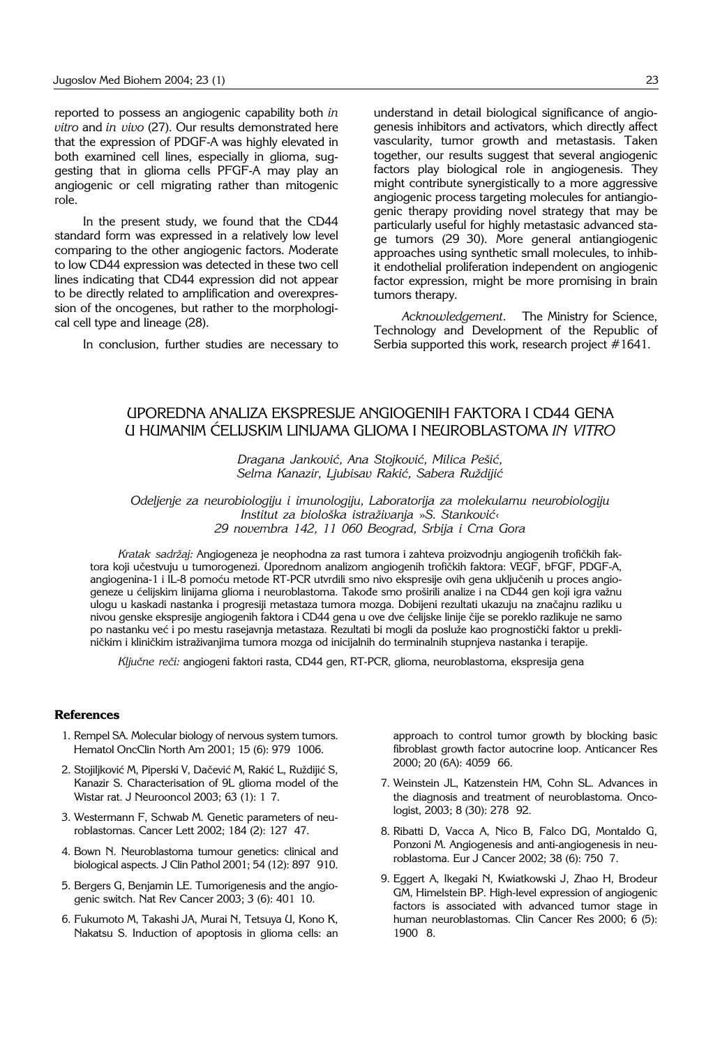reported to possess an angiogenic capability both *in vitro* and *in vivo* (27). Our results demonstrated here that the expression of PDGF-A was highly elevated in both examined cell lines, especially in glioma, suggesting that in glioma cells PFGF-A may play an angiogenic or cell migrating rather than mitogenic role.

In the present study, we found that the CD44 standard form was expressed in a relatively low level comparing to the other angiogenic factors. Moderate to low CD44 expression was detected in these two cell lines indicating that CD44 expression did not appear to be directly related to amplification and overexpression of the oncogenes, but rather to the morphological cell type and lineage (28).

In conclusion, further studies are necessary to understand in detail biological significance of angiogenesis inhibitors and activators, which directly affect vascularity, tumor growth and metastasis. Taken together, our results suggest that several angiogenic factors play biological role in angiogenesis. They might contribute synergistically to a more aggressive angiogenic process targeting molecules for antiangiogenic therapy providing novel strategy that may be particularly useful for highly metastasic advanced stage tumors (29 30). More general antiangiogenic approaches using synthetic small molecules, to inhibit endothelial proliferation independent on angiogenic factor expression, might be more promising in brain tumors therapy.

*Acknowledgement*. The Ministry for Science, Technology and Development of the Republic of Serbia supported this work, research project #1641.

## UPOREDNA ANALIZA EKSPRESIJE ANGIOGENIH FAKTORA I CD44 GENA U HUMANIM ĆELIJSKIM LINIJAMA GLIOMA I NEUROBLASTOMA *IN VITRO*

*Dragana Janković, Ana Stojković, Milica Pešić, Selma Kanazir, Ljubisav Rakić, Sabera Ruždijić*

*Odeljenje za neurobiologiju i imunologiju, Laboratorija za molekularnu neurobiologiju Institut za biološka istraživanja »S. Stanković‹ 29 novembra 142, 11 060 Beograd, Srbija i Crna Gora*

*Kratak sadržaj:* Angiogeneza je neophodna za rast tumora i zahteva proizvodnju angiogenih trofičkih faktora koji učestvuju u tumorogenezi. Uporednom analizom angiogenih trofičkih faktora: VEGF, bFGF, PDGF-A, angiogenina-1 i IL-8 pomoću metode RT-PCR utvrdili smo nivo ekspresije ovih gena uključenih u proces angiogeneze u ćelijskim linijama glioma i neuroblastoma. Takođe smo proširili analize i na CD44 gen koji igra važnu ulogu u kaskadi nastanka i progresiji metastaza tumora mozga. Dobijeni rezultati ukazuju na značajnu razliku u nivou genske ekspresije angiogenih faktora i CD44 gena u ove dve ćelijske linije čije se poreklo razlikuje ne samo po nastanku već i po mestu rasejavnja metastaza. Rezultati bi mogli da posluže kao prognostički faktor u pretkliničkim i kliničkim istraživanjima tumora mozga od inicijalnih do terminalnih stupnjeva nastanka i terapije.

*Ključne reči:* angiogeni faktori rasta, CD44 gen, RT-PCR, glioma, neuroblastoma, ekspresija gena

### References

1. Rempel SA. Molecular biology of nervous system tumors. Hematol OncClin North Am 2001; 15 (6): 979 1006.
2. Stojiljković M, Piperski V, Dačević M, Rakić L, Ruždijić S, Kanazir S. Characterisation of 9L glioma model of the Wistar rat. J Neurooncol 2003; 63 (1): 1 7.
3. Westermann F, Schwab M. Genetic parameters of neuroblastomas. Cancer Lett 2002; 184 (2): 127 47.
4. Bown N. Neuroblastoma tumour genetics: clinical and biological aspects. J Clin Pathol 2001; 54 (12): 897 910.
5. Bergers G, Benjamin LE. Tumorigenesis and the angiogenic switch. Nat Rev Cancer 2003; 3 (6): 401 10.
6. Fukumoto M, Takashi JA, Murai N, Tetsuya U, Kono K, Nakatsu S. Induction of apoptosis in glioma cells: an approach to control tumor growth by blocking basic fibroblast growth factor autocrine loop. Anticancer Res 2000; 20 (6A): 4059 66.
7. Weinstein JL, Katzenstein HM, Cohn SL. Advances in the diagnosis and treatment of neuroblastoma. Oncologist, 2003; 8 (30): 278 92.
8. Ribatti D, Vacca A, Nico B, Falco DG, Montaldo G, Ponzoni M. Angiogenesis and anti-angiogenesis in neuroblastoma. Eur J Cancer 2002; 38 (6): 750 7.
9. Eggert A, Ikegaki N, Kwiatkowski J, Zhao H, Brodeur GM, Himelstein BP. High-level expression of angiogenic factors is associated with advanced tumor stage in human neuroblastomas. Clin Cancer Res 2000; 6 (5): 1900 8.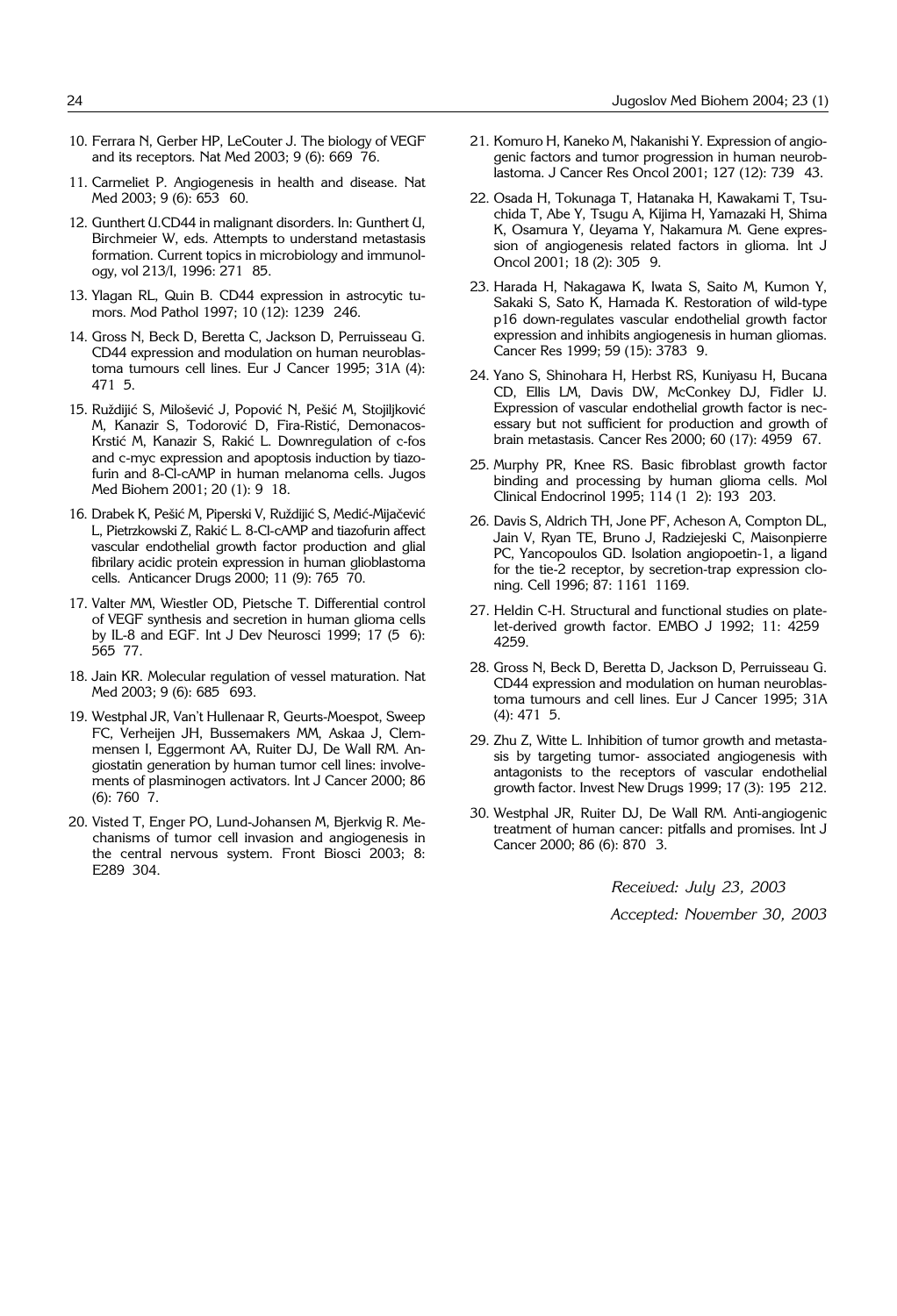10. Ferrara N, Gerber HP, LeCouter J. The biology of VEGF and its receptors. Nat Med 2003; 9 (6): 669 76.

11. Carmeliet P. Angiogenesis in health and disease. Nat Med 2003; 9 (6): 653 60.

12. Gunthert U.CD44 in malignant disorders. In: Gunthert U, Birchmeier W, eds. Attempts to understand metastasis formation. Current topics in microbiology and immunology, vol 213/I, 1996: 271 85.

13. Ylagan RL, Quin B. CD44 expression in astrocytic tumors. Mod Pathol 1997; 10 (12): 1239 246.

14. Gross N, Beck D, Beretta C, Jackson D, Perruisseau G. CD44 expression and modulation on human neuroblastoma tumours cell lines. Eur J Cancer 1995; 31A (4): 471 5.

15. Ruždijić S, Milošević J, Popović N, Pešić M, Stojiljković M, Kanazir S, Todorović D, Fira-Ristić, Demonacos-Krstić M, Kanazir S, Rakić L. Downregulation of c-fos and c-myc expression and apoptosis induction by tiazofurin and 8-Cl-cAMP in human melanoma cells. Jugos Med Biohem 2001; 20 (1): 9 18.

16. Drabek K, Pešić M, Piperski V, Ruždijić S, Medić-Mijačević L, Pietrzkowski Z, Rakić L. 8-Cl-cAMP and tiazofurin affect vascular endothelial growth factor production and glial fibrilary acidic protein expression in human glioblastoma cells. Anticancer Drugs 2000; 11 (9): 765 70.

17. Valter MM, Wiestler OD, Pietsche T. Differential control of VEGF synthesis and secretion in human glioma cells by IL-8 and EGF. Int J Dev Neurosci 1999; 17 (5 6): 565 77.

18. Jain KR. Molecular regulation of vessel maturation. Nat Med 2003; 9 (6): 685 693.

19. Westphal JR, Van't Hullenaar R, Geurts-Moespot, Sweep FC, Verheijen JH, Bussemakers MM, Askaa J, Clemmensen I, Eggermont AA, Ruiter DJ, De Wall RM. Angiostatin generation by human tumor cell lines: involvements of plasminogen activators. Int J Cancer 2000; 86 (6): 760 7.

20. Visted T, Enger PO, Lund-Johansen M, Bjerkvig R. Mechanisms of tumor cell invasion and angiogenesis in the central nervous system. Front Biosci 2003; 8: E289 304.

21. Komuro H, Kaneko M, Nakanishi Y. Expression of angiogenic factors and tumor progression in human neuroblastoma. J Cancer Res Oncol 2001; 127 (12): 739 43.

22. Osada H, Tokunaga T, Hatanaka H, Kawakami T, Tsuchida T, Abe Y, Tsugu A, Kijima H, Yamazaki H, Shima K, Osamura Y, Ueyama Y, Nakamura M. Gene expression of angiogenesis related factors in glioma. Int J Oncol 2001; 18 (2): 305 9.

23. Harada H, Nakagawa K, Iwata S, Saito M, Kumon Y, Sakaki S, Sato K, Hamada K. Restoration of wild-type p16 down-regulates vascular endothelial growth factor expression and inhibits angiogenesis in human gliomas. Cancer Res 1999; 59 (15): 3783 9.

24. Yano S, Shinohara H, Herbst RS, Kuniyasu H, Bucana CD, Ellis LM, Davis DW, McConkey DJ, Fidler IJ. Expression of vascular endothelial growth factor is necessary but not sufficient for production and growth of brain metastasis. Cancer Res 2000; 60 (17): 4959 67.

25. Murphy PR, Knee RS. Basic fibroblast growth factor binding and processing by human glioma cells. Mol Clinical Endocrinol 1995; 114 (1 2): 193 203.

26. Davis S, Aldrich TH, Jone PF, Acheson A, Compton DL, Jain V, Ryan TE, Bruno J, Radziejeski C, Maisonpierre PC, Yancopoulos GD. Isolation angiopoetin-1, a ligand for the tie-2 receptor, by secretion-trap expression cloning. Cell 1996; 87: 1161 1169.

27. Heldin C-H. Structural and functional studies on platelet-derived growth factor. EMBO J 1992; 11: 4259 4259.

28. Gross N, Beck D, Beretta D, Jackson D, Perruisseau G. CD44 expression and modulation on human neuroblastoma tumours and cell lines. Eur J Cancer 1995; 31A (4): 471 5.

29. Zhu Z, Witte L. Inhibition of tumor growth and metastasis by targeting tumor- associated angiogenesis with antagonists to the receptors of vascular endothelial growth factor. Invest New Drugs 1999; 17 (3): 195 212.

30. Westphal JR, Ruiter DJ, De Wall RM. Anti-angiogenic treatment of human cancer: pitfalls and promises. Int J Cancer 2000; 86 (6): 870 3.

*Received: July 23, 2003*

*Accepted: November 30, 2003*